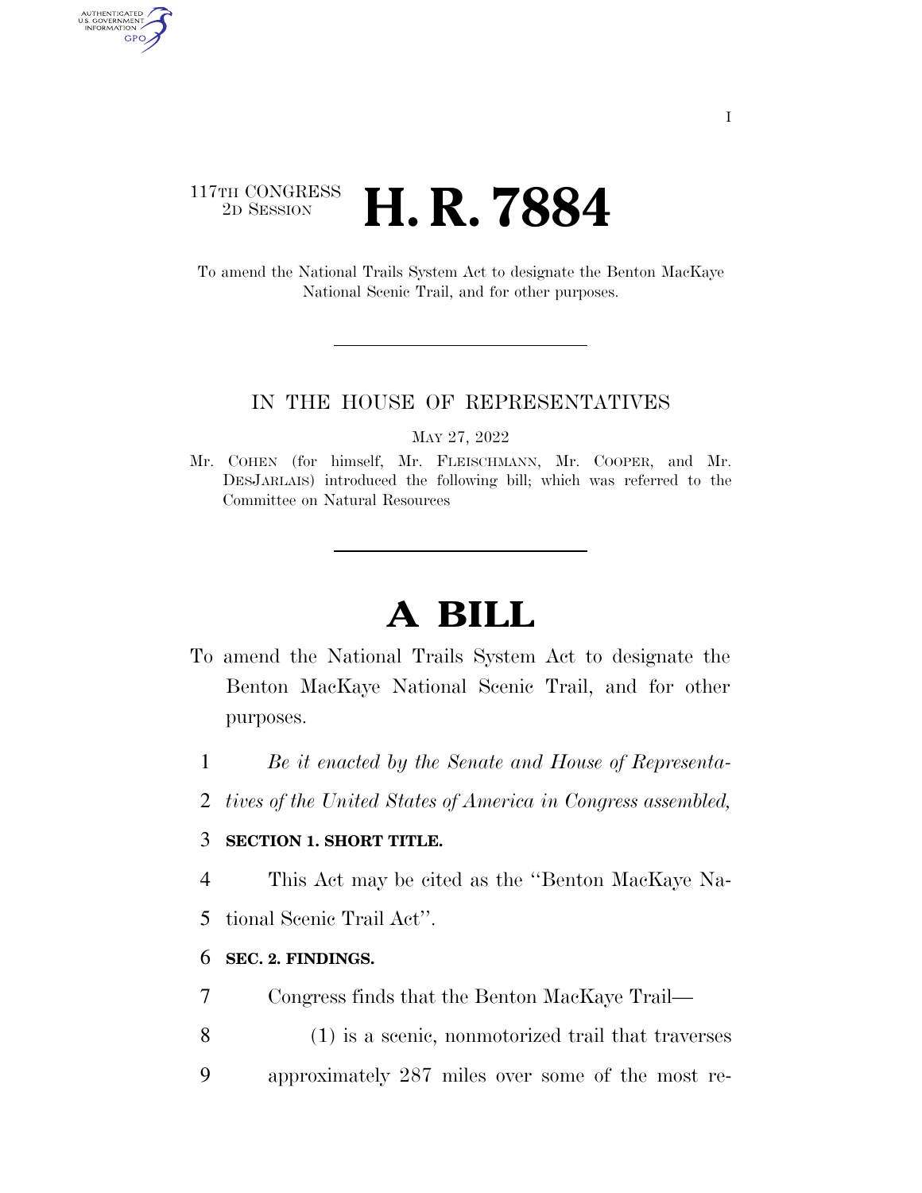117TH CONGRESS
2D SESSION

# H. R. 7884

To amend the National Trails System Act to designate the Benton MacKaye National Scenic Trail, and for other purposes.

IN THE HOUSE OF REPRESENTATIVES

MAY 27, 2022

Mr. COHEN (for himself, Mr. FLEISCHMANN, Mr. COOPER, and Mr. DESJARLAIS) introduced the following bill; which was referred to the Committee on Natural Resources

# A BILL

To amend the National Trails System Act to designate the Benton MacKaye National Scenic Trail, and for other purposes.

*Be it enacted by the Senate and House of Representatives of the United States of America in Congress assembled,*

**SECTION 1. SHORT TITLE.**

This Act may be cited as the ''Benton MacKaye National Scenic Trail Act''.

**SEC. 2. FINDINGS.**

Congress finds that the Benton MacKaye Trail—

(1) is a scenic, nonmotorized trail that traverses approximately 287 miles over some of the most re-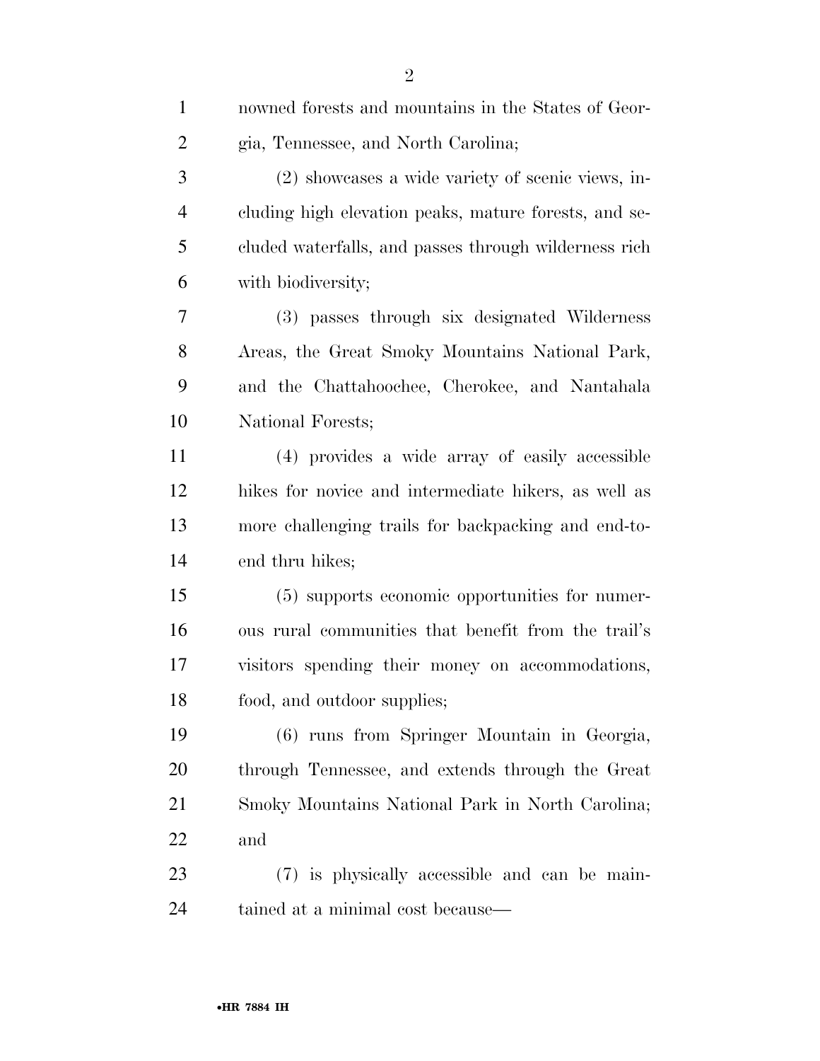nowned forests and mountains in the States of Georgia, Tennessee, and North Carolina;

(2) showcases a wide variety of scenic views, including high elevation peaks, mature forests, and secluded waterfalls, and passes through wilderness rich with biodiversity;

(3) passes through six designated Wilderness Areas, the Great Smoky Mountains National Park, and the Chattahoochee, Cherokee, and Nantahala National Forests;

(4) provides a wide array of easily accessible hikes for novice and intermediate hikers, as well as more challenging trails for backpacking and end-to-end thru hikes;

(5) supports economic opportunities for numerous rural communities that benefit from the trail's visitors spending their money on accommodations, food, and outdoor supplies;

(6) runs from Springer Mountain in Georgia, through Tennessee, and extends through the Great Smoky Mountains National Park in North Carolina; and

(7) is physically accessible and can be maintained at a minimal cost because—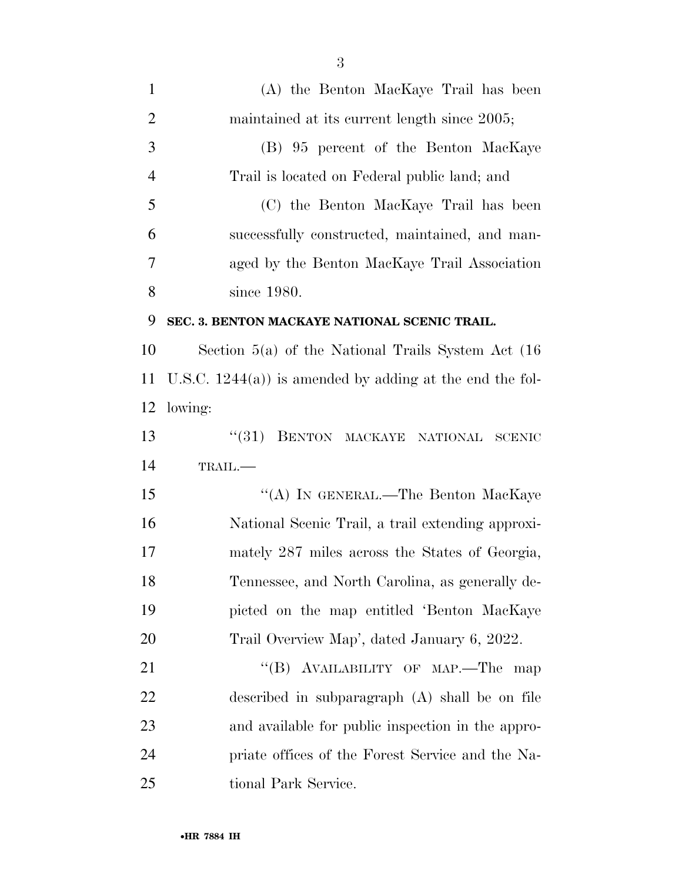(A) the Benton MacKaye Trail has been maintained at its current length since 2005;

(B) 95 percent of the Benton MacKaye Trail is located on Federal public land; and

(C) the Benton MacKaye Trail has been successfully constructed, maintained, and managed by the Benton MacKaye Trail Association since 1980.

**SEC. 3. BENTON MACKAYE NATIONAL SCENIC TRAIL.**

Section 5(a) of the National Trails System Act (16 U.S.C. 1244(a)) is amended by adding at the end the following:

"(31) BENTON MACKAYE NATIONAL SCENIC TRAIL.—

"(A) IN GENERAL.—The Benton MacKaye National Scenic Trail, a trail extending approximately 287 miles across the States of Georgia, Tennessee, and North Carolina, as generally depicted on the map entitled 'Benton MacKaye Trail Overview Map', dated January 6, 2022.

"(B) AVAILABILITY OF MAP.—The map described in subparagraph (A) shall be on file and available for public inspection in the appropriate offices of the Forest Service and the National Park Service.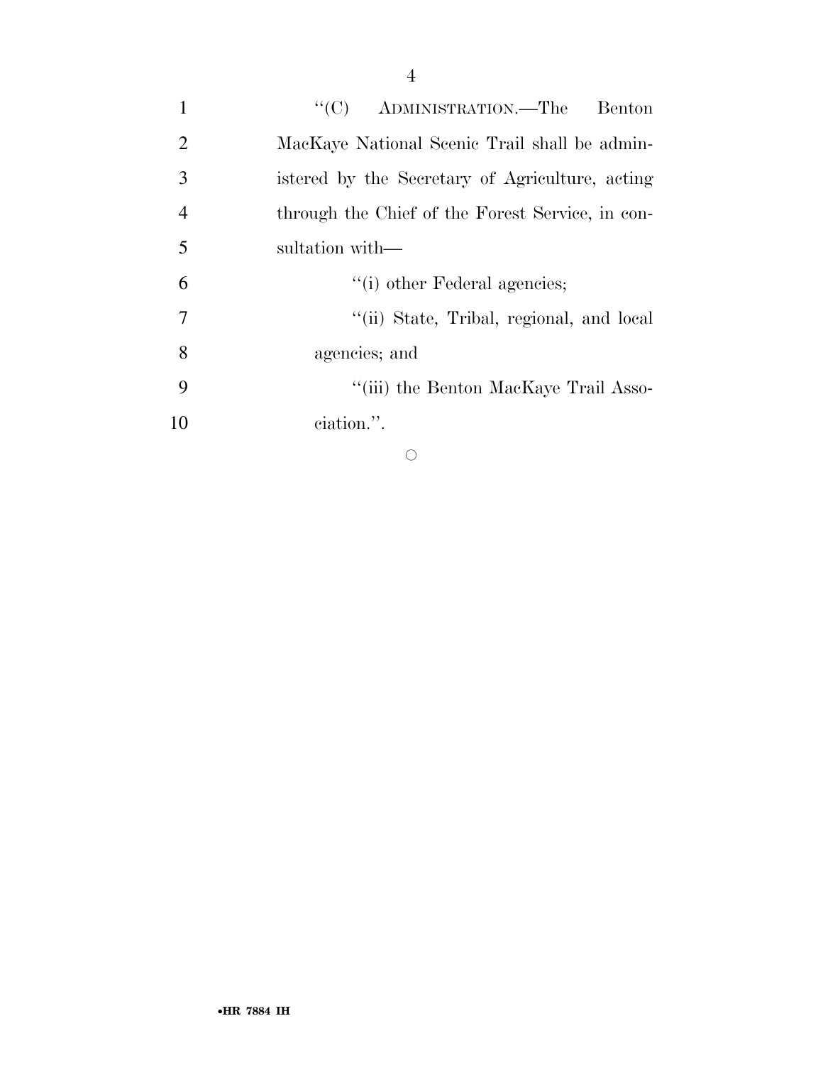"(C) ADMINISTRATION.—The Benton MacKaye National Scenic Trail shall be administered by the Secretary of Agriculture, acting through the Chief of the Forest Service, in consultation with—

"(i) other Federal agencies;

"(ii) State, Tribal, regional, and local agencies; and

"(iii) the Benton MacKaye Trail Association.".